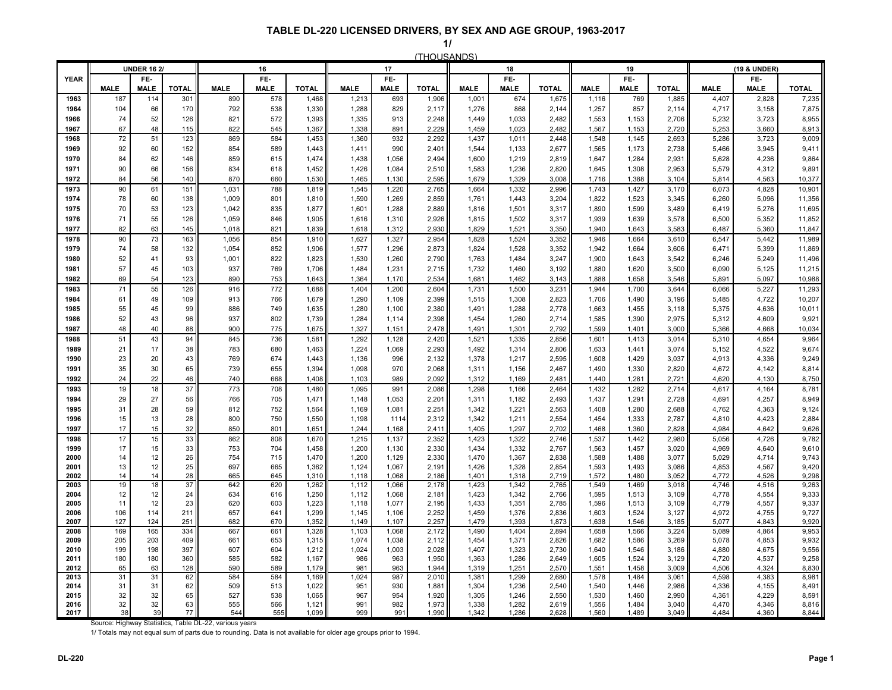# TABLE DL-220 LICENSED DRIVERS, BY SEX AND AGE GROUP, 1963-2017

1/

(THOUSANDS)

| YEAR | UNDER 16 2/ | | | 16 | | | 17 | | | 18 | | | 19 | | | (19 & UNDER) | | |
|---|---|---|---|---|---|---|---|---|---|---|---|---|---|---|---|---|---|---|
| | MALE | FE-MALE | TOTAL | MALE | FE-MALE | TOTAL | MALE | FE-MALE | TOTAL | MALE | FE-MALE | TOTAL | MALE | FE-MALE | TOTAL | MALE | FE-MALE | TOTAL |
| 1963 | 187 | 114 | 301 | 890 | 578 | 1,468 | 1,213 | 693 | 1,906 | 1,001 | 674 | 1,675 | 1,116 | 769 | 1,885 | 4,407 | 2,828 | 7,235 |
| 1964 | 104 | 66 | 170 | 792 | 538 | 1,330 | 1,288 | 829 | 2,117 | 1,276 | 868 | 2,144 | 1,257 | 857 | 2,114 | 4,717 | 3,158 | 7,875 |
| 1966 | 74 | 52 | 126 | 821 | 572 | 1,393 | 1,335 | 913 | 2,248 | 1,449 | 1,033 | 2,482 | 1,553 | 1,153 | 2,706 | 5,232 | 3,723 | 8,955 |
| 1967 | 67 | 48 | 115 | 822 | 545 | 1,367 | 1,338 | 891 | 2,229 | 1,459 | 1,023 | 2,482 | 1,567 | 1,153 | 2,720 | 5,253 | 3,660 | 8,913 |
| 1968 | 72 | 51 | 123 | 869 | 584 | 1,453 | 1,360 | 932 | 2,292 | 1,437 | 1,011 | 2,448 | 1,548 | 1,145 | 2,693 | 5,286 | 3,723 | 9,009 |
| 1969 | 92 | 60 | 152 | 854 | 589 | 1,443 | 1,411 | 990 | 2,401 | 1,544 | 1,133 | 2,677 | 1,565 | 1,173 | 2,738 | 5,466 | 3,945 | 9,411 |
| 1970 | 84 | 62 | 146 | 859 | 615 | 1,474 | 1,438 | 1,056 | 2,494 | 1,600 | 1,219 | 2,819 | 1,647 | 1,284 | 2,931 | 5,628 | 4,236 | 9,864 |
| 1971 | 90 | 66 | 156 | 834 | 618 | 1,452 | 1,426 | 1,084 | 2,510 | 1,583 | 1,236 | 2,820 | 1,645 | 1,308 | 2,953 | 5,579 | 4,312 | 9,891 |
| 1972 | 84 | 56 | 140 | 870 | 660 | 1,530 | 1,465 | 1,130 | 2,595 | 1,679 | 1,329 | 3,008 | 1,716 | 1,388 | 3,104 | 5,814 | 4,563 | 10,377 |
| 1973 | 90 | 61 | 151 | 1,031 | 788 | 1,819 | 1,545 | 1,220 | 2,765 | 1,664 | 1,332 | 2,996 | 1,743 | 1,427 | 3,170 | 6,073 | 4,828 | 10,901 |
| 1974 | 78 | 60 | 138 | 1,009 | 801 | 1,810 | 1,590 | 1,269 | 2,859 | 1,761 | 1,443 | 3,204 | 1,822 | 1,523 | 3,345 | 6,260 | 5,096 | 11,356 |
| 1975 | 70 | 53 | 123 | 1,042 | 835 | 1,877 | 1,601 | 1,288 | 2,889 | 1,816 | 1,501 | 3,317 | 1,890 | 1,599 | 3,489 | 6,419 | 5,276 | 11,695 |
| 1976 | 71 | 55 | 126 | 1,059 | 846 | 1,905 | 1,616 | 1,310 | 2,926 | 1,815 | 1,502 | 3,317 | 1,939 | 1,639 | 3,578 | 6,500 | 5,352 | 11,852 |
| 1977 | 82 | 63 | 145 | 1,018 | 821 | 1,839 | 1,618 | 1,312 | 2,930 | 1,829 | 1,521 | 3,350 | 1,940 | 1,643 | 3,583 | 6,487 | 5,360 | 11,847 |
| 1978 | 90 | 73 | 163 | 1,056 | 854 | 1,910 | 1,627 | 1,327 | 2,954 | 1,828 | 1,524 | 3,352 | 1,946 | 1,664 | 3,610 | 6,547 | 5,442 | 11,989 |
| 1979 | 74 | 58 | 132 | 1,054 | 852 | 1,906 | 1,577 | 1,296 | 2,873 | 1,824 | 1,528 | 3,352 | 1,942 | 1,664 | 3,606 | 6,471 | 5,399 | 11,869 |
| 1980 | 52 | 41 | 93 | 1,001 | 822 | 1,823 | 1,530 | 1,260 | 2,790 | 1,763 | 1,484 | 3,247 | 1,900 | 1,643 | 3,542 | 6,246 | 5,249 | 11,496 |
| 1981 | 57 | 45 | 103 | 937 | 769 | 1,706 | 1,484 | 1,231 | 2,715 | 1,732 | 1,460 | 3,192 | 1,880 | 1,620 | 3,500 | 6,090 | 5,125 | 11,215 |
| 1982 | 69 | 54 | 123 | 890 | 753 | 1,643 | 1,364 | 1,170 | 2,534 | 1,681 | 1,462 | 3,143 | 1,888 | 1,658 | 3,546 | 5,891 | 5,097 | 10,988 |
| 1983 | 71 | 55 | 126 | 916 | 772 | 1,688 | 1,404 | 1,200 | 2,604 | 1,731 | 1,500 | 3,231 | 1,944 | 1,700 | 3,644 | 6,066 | 5,227 | 11,293 |
| 1984 | 61 | 49 | 109 | 913 | 766 | 1,679 | 1,290 | 1,109 | 2,399 | 1,515 | 1,308 | 2,823 | 1,706 | 1,490 | 3,196 | 5,485 | 4,722 | 10,207 |
| 1985 | 55 | 45 | 99 | 886 | 749 | 1,635 | 1,280 | 1,100 | 2,380 | 1,491 | 1,288 | 2,778 | 1,663 | 1,455 | 3,118 | 5,375 | 4,636 | 10,011 |
| 1986 | 52 | 43 | 96 | 937 | 802 | 1,739 | 1,284 | 1,114 | 2,398 | 1,454 | 1,260 | 2,714 | 1,585 | 1,390 | 2,975 | 5,312 | 4,609 | 9,921 |
| 1987 | 48 | 40 | 88 | 900 | 775 | 1,675 | 1,327 | 1,151 | 2,478 | 1,491 | 1,301 | 2,792 | 1,599 | 1,401 | 3,000 | 5,366 | 4,668 | 10,034 |
| 1988 | 51 | 43 | 94 | 845 | 736 | 1,581 | 1,292 | 1,128 | 2,420 | 1,521 | 1,335 | 2,856 | 1,601 | 1,413 | 3,014 | 5,310 | 4,654 | 9,964 |
| 1989 | 21 | 17 | 38 | 783 | 680 | 1,463 | 1,224 | 1,069 | 2,293 | 1,492 | 1,314 | 2,806 | 1,633 | 1,441 | 3,074 | 5,152 | 4,522 | 9,674 |
| 1990 | 23 | 20 | 43 | 769 | 674 | 1,443 | 1,136 | 996 | 2,132 | 1,378 | 1,217 | 2,595 | 1,608 | 1,429 | 3,037 | 4,913 | 4,336 | 9,249 |
| 1991 | 35 | 30 | 65 | 739 | 655 | 1,394 | 1,098 | 970 | 2,068 | 1,311 | 1,156 | 2,467 | 1,490 | 1,330 | 2,820 | 4,672 | 4,142 | 8,814 |
| 1992 | 24 | 22 | 46 | 740 | 668 | 1,408 | 1,103 | 989 | 2,092 | 1,312 | 1,169 | 2,481 | 1,440 | 1,281 | 2,721 | 4,620 | 4,130 | 8,750 |
| 1993 | 19 | 18 | 37 | 773 | 708 | 1,480 | 1,095 | 991 | 2,086 | 1,298 | 1,166 | 2,464 | 1,432 | 1,282 | 2,714 | 4,617 | 4,164 | 8,781 |
| 1994 | 29 | 27 | 56 | 766 | 705 | 1,471 | 1,148 | 1,053 | 2,201 | 1,311 | 1,182 | 2,493 | 1,437 | 1,291 | 2,728 | 4,691 | 4,257 | 8,949 |
| 1995 | 31 | 28 | 59 | 812 | 752 | 1,564 | 1,169 | 1,081 | 2,251 | 1,342 | 1,221 | 2,563 | 1,408 | 1,280 | 2,688 | 4,762 | 4,363 | 9,124 |
| 1996 | 15 | 13 | 28 | 800 | 750 | 1,550 | 1,198 | 1114 | 2,312 | 1,342 | 1,211 | 2,554 | 1,454 | 1,333 | 2,787 | 4,810 | 4,423 | 2,884 |
| 1997 | 17 | 15 | 32 | 850 | 801 | 1,651 | 1,244 | 1,168 | 2,411 | 1,405 | 1,297 | 2,702 | 1,468 | 1,360 | 2,828 | 4,984 | 4,642 | 9,626 |
| 1998 | 17 | 15 | 33 | 862 | 808 | 1,670 | 1,215 | 1,137 | 2,352 | 1,423 | 1,322 | 2,746 | 1,537 | 1,442 | 2,980 | 5,056 | 4,726 | 9,782 |
| 1999 | 17 | 15 | 33 | 753 | 704 | 1,458 | 1,200 | 1,130 | 2,330 | 1,434 | 1,332 | 2,767 | 1,563 | 1,457 | 3,020 | 4,969 | 4,640 | 9,610 |
| 2000 | 14 | 12 | 26 | 754 | 715 | 1,470 | 1,200 | 1,129 | 2,330 | 1,470 | 1,367 | 2,838 | 1,588 | 1,488 | 3,077 | 5,029 | 4,714 | 9,743 |
| 2001 | 13 | 12 | 25 | 697 | 665 | 1,362 | 1,124 | 1,067 | 2,191 | 1,426 | 1,328 | 2,854 | 1,593 | 1,493 | 3,086 | 4,853 | 4,567 | 9,420 |
| 2002 | 14 | 14 | 28 | 665 | 645 | 1,310 | 1,118 | 1,068 | 2,186 | 1,401 | 1,318 | 2,719 | 1,572 | 1,480 | 3,052 | 4,772 | 4,526 | 9,298 |
| 2003 | 19 | 18 | 37 | 642 | 620 | 1,262 | 1,112 | 1,066 | 2,178 | 1,423 | 1,342 | 2,765 | 1,549 | 1,469 | 3,018 | 4,746 | 4,516 | 9,263 |
| 2004 | 12 | 12 | 24 | 634 | 616 | 1,250 | 1,112 | 1,068 | 2,181 | 1,423 | 1,342 | 2,766 | 1,595 | 1,513 | 3,109 | 4,778 | 4,554 | 9,333 |
| 2005 | 11 | 12 | 23 | 620 | 603 | 1,223 | 1,118 | 1,077 | 2,195 | 1,433 | 1,351 | 2,785 | 1,596 | 1,513 | 3,109 | 4,779 | 4,557 | 9,337 |
| 2006 | 106 | 114 | 211 | 657 | 641 | 1,299 | 1,145 | 1,106 | 2,252 | 1,459 | 1,376 | 2,836 | 1,603 | 1,524 | 3,127 | 4,972 | 4,755 | 9,727 |
| 2007 | 127 | 124 | 251 | 682 | 670 | 1,352 | 1,149 | 1,107 | 2,257 | 1,479 | 1,393 | 1,873 | 1,638 | 1,546 | 3,185 | 5,077 | 4,843 | 9,920 |
| 2008 | 169 | 165 | 334 | 667 | 661 | 1,328 | 1,103 | 1,068 | 2,172 | 1,490 | 1,404 | 2,894 | 1,658 | 1,566 | 3,224 | 5,089 | 4,864 | 9,953 |
| 2009 | 205 | 203 | 409 | 661 | 653 | 1,315 | 1,074 | 1,038 | 2,112 | 1,454 | 1,371 | 2,826 | 1,682 | 1,586 | 3,269 | 5,078 | 4,853 | 9,932 |
| 2010 | 199 | 198 | 397 | 607 | 604 | 1,212 | 1,024 | 1,003 | 2,028 | 1,407 | 1,323 | 2,730 | 1,640 | 1,546 | 3,186 | 4,880 | 4,675 | 9,556 |
| 2011 | 180 | 180 | 360 | 585 | 582 | 1,167 | 986 | 963 | 1,950 | 1,363 | 1,286 | 2,649 | 1,605 | 1,524 | 3,129 | 4,720 | 4,537 | 9,258 |
| 2012 | 65 | 63 | 128 | 590 | 589 | 1,179 | 981 | 963 | 1,944 | 1,319 | 1,251 | 2,570 | 1,551 | 1,458 | 3,009 | 4,506 | 4,324 | 8,830 |
| 2013 | 31 | 31 | 62 | 584 | 584 | 1,169 | 1,024 | 987 | 2,010 | 1,381 | 1,299 | 2,680 | 1,578 | 1,484 | 3,061 | 4,598 | 4,383 | 8,981 |
| 2014 | 31 | 31 | 62 | 509 | 513 | 1,022 | 951 | 930 | 1,881 | 1,304 | 1,236 | 2,540 | 1,540 | 1,446 | 2,986 | 4,336 | 4,155 | 8,491 |
| 2015 | 32 | 32 | 65 | 527 | 538 | 1,065 | 967 | 954 | 1,920 | 1,305 | 1,246 | 2,550 | 1,530 | 1,460 | 2,990 | 4,361 | 4,229 | 8,591 |
| 2016 | 32 | 32 | 63 | 555 | 566 | 1,121 | 991 | 982 | 1,973 | 1,338 | 1,282 | 2,619 | 1,556 | 1,484 | 3,040 | 4,470 | 4,346 | 8,816 |
| 2017 | 38 | 39 | 77 | 544 | 555 | 1,099 | 999 | 991 | 1,990 | 1,342 | 1,286 | 2,628 | 1,560 | 1,489 | 3,049 | 4,484 | 4,360 | 8,844 |

Source: Highway Statistics, Table DL-22, various years

1/ Totals may not equal sum of parts due to rounding. Data is not available for older age groups prior to 1994.

DL-220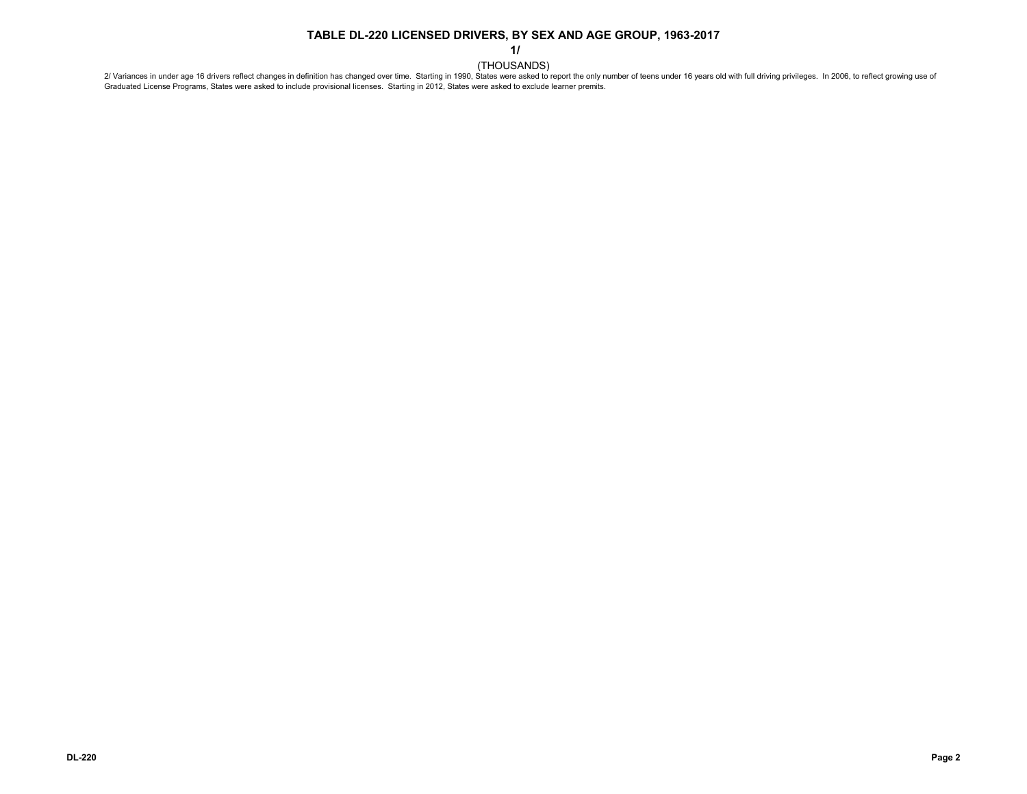## TABLE DL-220 LICENSED DRIVERS, BY SEX AND AGE GROUP, 1963-2017

**1/**

(THOUSANDS)

2/ Variances in under age 16 drivers reflect changes in definition has changed over time. Starting in 1990, States were asked to report the only number of teens under 16 years old with full driving privileges. In 2006, to reflect growing use of Graduated License Programs, States were asked to include provisional licenses. Starting in 2012, States were asked to exclude learner premits.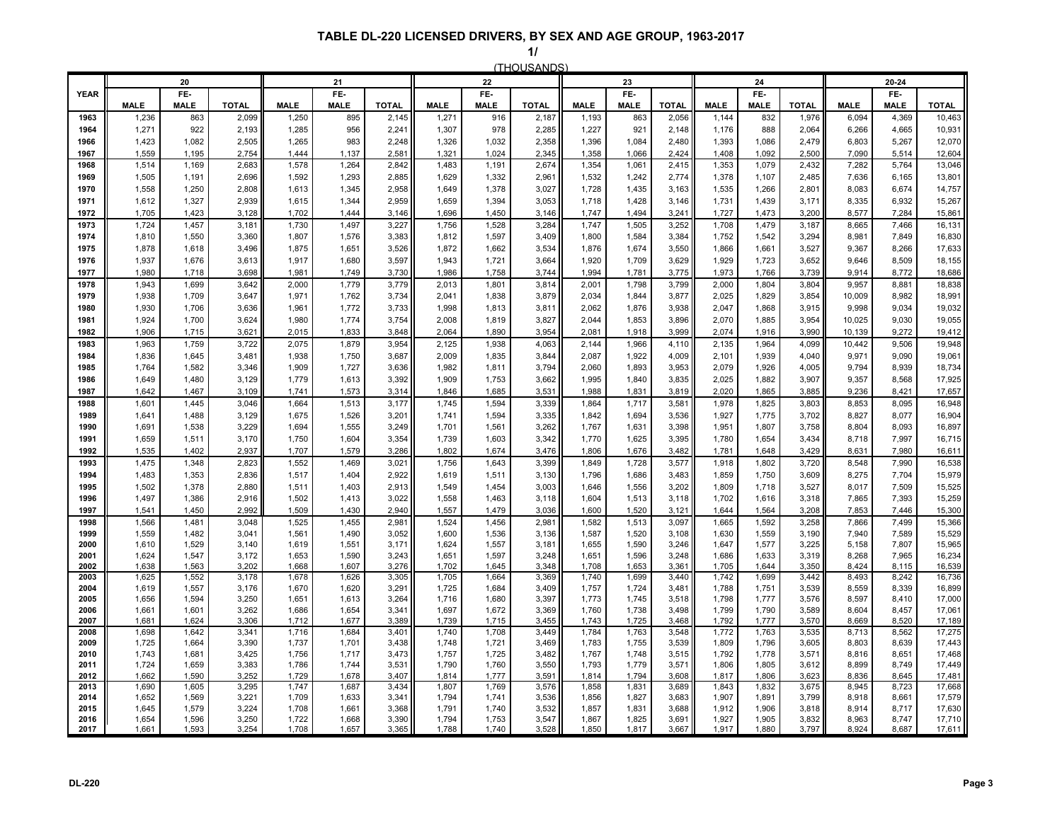# TABLE DL-220 LICENSED DRIVERS, BY SEX AND AGE GROUP, 1963-2017

1/

(THOUSANDS)

| YEAR | 20 | | | 21 | | | 22 | | | 23 | | | 24 | | | 20-24 | | |
|---|---|---|---|---|---|---|---|---|---|---|---|---|---|---|---|---|---|---|
| | MALE | FEMALE | TOTAL | MALE | FEMALE | TOTAL | MALE | FEMALE | TOTAL | MALE | FEMALE | TOTAL | MALE | FEMALE | TOTAL | MALE | FEMALE | TOTAL |
| 1963 | 1,236 | 863 | 2,099 | 1,250 | 895 | 2,145 | 1,271 | 916 | 2,187 | 1,193 | 863 | 2,056 | 1,144 | 832 | 1,976 | 6,094 | 4,369 | 10,463 |
| 1964 | 1,271 | 922 | 2,193 | 1,285 | 956 | 2,241 | 1,307 | 978 | 2,285 | 1,227 | 921 | 2,148 | 1,176 | 888 | 2,064 | 6,266 | 4,665 | 10,931 |
| 1966 | 1,423 | 1,082 | 2,505 | 1,265 | 983 | 2,248 | 1,326 | 1,032 | 2,358 | 1,396 | 1,084 | 2,480 | 1,393 | 1,086 | 2,479 | 6,803 | 5,267 | 12,070 |
| 1967 | 1,559 | 1,195 | 2,754 | 1,444 | 1,137 | 2,581 | 1,321 | 1,024 | 2,345 | 1,358 | 1,066 | 2,424 | 1,408 | 1,092 | 2,500 | 7,090 | 5,514 | 12,604 |
| 1968 | 1,514 | 1,169 | 2,683 | 1,578 | 1,264 | 2,842 | 1,483 | 1,191 | 2,674 | 1,354 | 1,061 | 2,415 | 1,353 | 1,079 | 2,432 | 7,282 | 5,764 | 13,046 |
| 1969 | 1,505 | 1,191 | 2,696 | 1,592 | 1,293 | 2,885 | 1,629 | 1,332 | 2,961 | 1,532 | 1,242 | 2,774 | 1,378 | 1,107 | 2,485 | 7,636 | 6,165 | 13,801 |
| 1970 | 1,558 | 1,250 | 2,808 | 1,613 | 1,345 | 2,958 | 1,649 | 1,378 | 3,027 | 1,728 | 1,435 | 3,163 | 1,535 | 1,266 | 2,801 | 8,083 | 6,674 | 14,757 |
| 1971 | 1,612 | 1,327 | 2,939 | 1,615 | 1,344 | 2,959 | 1,659 | 1,394 | 3,053 | 1,718 | 1,428 | 3,146 | 1,731 | 1,439 | 3,171 | 8,335 | 6,932 | 15,267 |
| 1972 | 1,705 | 1,423 | 3,128 | 1,702 | 1,444 | 3,146 | 1,696 | 1,450 | 3,146 | 1,747 | 1,494 | 3,241 | 1,727 | 1,473 | 3,200 | 8,577 | 7,284 | 15,861 |
| 1973 | 1,724 | 1,457 | 3,181 | 1,730 | 1,497 | 3,227 | 1,756 | 1,528 | 3,284 | 1,747 | 1,505 | 3,252 | 1,708 | 1,479 | 3,187 | 8,665 | 7,466 | 16,131 |
| 1974 | 1,810 | 1,550 | 3,360 | 1,807 | 1,576 | 3,383 | 1,812 | 1,597 | 3,409 | 1,800 | 1,584 | 3,384 | 1,752 | 1,542 | 3,294 | 8,981 | 7,849 | 16,830 |
| 1975 | 1,878 | 1,618 | 3,496 | 1,875 | 1,651 | 3,526 | 1,872 | 1,662 | 3,534 | 1,876 | 1,674 | 3,550 | 1,866 | 1,661 | 3,527 | 9,367 | 8,266 | 17,633 |
| 1976 | 1,937 | 1,676 | 3,613 | 1,917 | 1,680 | 3,597 | 1,943 | 1,721 | 3,664 | 1,920 | 1,709 | 3,629 | 1,929 | 1,723 | 3,652 | 9,646 | 8,509 | 18,155 |
| 1977 | 1,980 | 1,718 | 3,698 | 1,981 | 1,749 | 3,730 | 1,986 | 1,758 | 3,744 | 1,994 | 1,781 | 3,775 | 1,973 | 1,766 | 3,739 | 9,914 | 8,772 | 18,686 |
| 1978 | 1,943 | 1,699 | 3,642 | 2,000 | 1,779 | 3,779 | 2,013 | 1,801 | 3,814 | 2,001 | 1,798 | 3,799 | 2,000 | 1,804 | 3,804 | 9,957 | 8,881 | 18,838 |
| 1979 | 1,938 | 1,709 | 3,647 | 1,971 | 1,762 | 3,734 | 2,041 | 1,838 | 3,879 | 2,034 | 1,844 | 3,877 | 2,025 | 1,829 | 3,854 | 10,009 | 8,982 | 18,991 |
| 1980 | 1,930 | 1,706 | 3,636 | 1,961 | 1,772 | 3,733 | 1,998 | 1,813 | 3,811 | 2,062 | 1,876 | 3,938 | 2,047 | 1,868 | 3,915 | 9,998 | 9,034 | 19,032 |
| 1981 | 1,924 | 1,700 | 3,624 | 1,980 | 1,774 | 3,754 | 2,008 | 1,819 | 3,827 | 2,044 | 1,853 | 3,896 | 2,070 | 1,885 | 3,954 | 10,025 | 9,030 | 19,055 |
| 1982 | 1,906 | 1,715 | 3,621 | 2,015 | 1,833 | 3,848 | 2,064 | 1,890 | 3,954 | 2,081 | 1,918 | 3,999 | 2,074 | 1,916 | 3,990 | 10,139 | 9,272 | 19,412 |
| 1983 | 1,963 | 1,759 | 3,722 | 2,075 | 1,879 | 3,954 | 2,125 | 1,938 | 4,063 | 2,144 | 1,966 | 4,110 | 2,135 | 1,964 | 4,099 | 10,442 | 9,506 | 19,948 |
| 1984 | 1,836 | 1,645 | 3,481 | 1,938 | 1,750 | 3,687 | 2,009 | 1,835 | 3,844 | 2,087 | 1,922 | 4,009 | 2,101 | 1,939 | 4,040 | 9,971 | 9,090 | 19,061 |
| 1985 | 1,764 | 1,582 | 3,346 | 1,909 | 1,727 | 3,636 | 1,982 | 1,811 | 3,794 | 2,060 | 1,893 | 3,953 | 2,079 | 1,926 | 4,005 | 9,794 | 8,939 | 18,734 |
| 1986 | 1,649 | 1,480 | 3,129 | 1,779 | 1,613 | 3,392 | 1,909 | 1,753 | 3,662 | 1,995 | 1,840 | 3,835 | 2,025 | 1,882 | 3,907 | 9,357 | 8,568 | 17,925 |
| 1987 | 1,642 | 1,467 | 3,109 | 1,741 | 1,573 | 3,314 | 1,846 | 1,685 | 3,531 | 1,988 | 1,831 | 3,819 | 2,020 | 1,865 | 3,885 | 9,236 | 8,421 | 17,657 |
| 1988 | 1,601 | 1,445 | 3,046 | 1,664 | 1,513 | 3,177 | 1,745 | 1,594 | 3,339 | 1,864 | 1,717 | 3,581 | 1,978 | 1,825 | 3,803 | 8,853 | 8,095 | 16,948 |
| 1989 | 1,641 | 1,488 | 3,129 | 1,675 | 1,526 | 3,201 | 1,741 | 1,594 | 3,335 | 1,842 | 1,694 | 3,536 | 1,927 | 1,775 | 3,702 | 8,827 | 8,077 | 16,904 |
| 1990 | 1,691 | 1,538 | 3,229 | 1,694 | 1,555 | 3,249 | 1,701 | 1,561 | 3,262 | 1,767 | 1,631 | 3,398 | 1,951 | 1,807 | 3,758 | 8,804 | 8,093 | 16,897 |
| 1991 | 1,659 | 1,511 | 3,170 | 1,750 | 1,604 | 3,354 | 1,739 | 1,603 | 3,342 | 1,770 | 1,625 | 3,395 | 1,780 | 1,654 | 3,434 | 8,718 | 7,997 | 16,715 |
| 1992 | 1,535 | 1,402 | 2,937 | 1,707 | 1,579 | 3,286 | 1,802 | 1,674 | 3,476 | 1,806 | 1,676 | 3,482 | 1,781 | 1,648 | 3,429 | 8,631 | 7,980 | 16,611 |
| 1993 | 1,475 | 1,348 | 2,823 | 1,552 | 1,469 | 3,021 | 1,756 | 1,643 | 3,399 | 1,849 | 1,728 | 3,577 | 1,918 | 1,802 | 3,720 | 8,548 | 7,990 | 16,538 |
| 1994 | 1,483 | 1,353 | 2,836 | 1,517 | 1,404 | 2,922 | 1,619 | 1,511 | 3,130 | 1,796 | 1,686 | 3,483 | 1,859 | 1,750 | 3,609 | 8,275 | 7,704 | 15,979 |
| 1995 | 1,502 | 1,378 | 2,880 | 1,511 | 1,403 | 2,913 | 1,549 | 1,454 | 3,003 | 1,646 | 1,556 | 3,202 | 1,809 | 1,718 | 3,527 | 8,017 | 7,509 | 15,525 |
| 1996 | 1,497 | 1,386 | 2,916 | 1,502 | 1,413 | 3,022 | 1,558 | 1,463 | 3,118 | 1,604 | 1,513 | 3,118 | 1,702 | 1,616 | 3,318 | 7,865 | 7,393 | 15,259 |
| 1997 | 1,541 | 1,450 | 2,992 | 1,509 | 1,430 | 2,940 | 1,557 | 1,479 | 3,036 | 1,600 | 1,520 | 3,121 | 1,644 | 1,564 | 3,208 | 7,853 | 7,446 | 15,300 |
| 1998 | 1,566 | 1,481 | 3,048 | 1,525 | 1,455 | 2,981 | 1,524 | 1,456 | 2,981 | 1,582 | 1,513 | 3,097 | 1,665 | 1,592 | 3,258 | 7,866 | 7,499 | 15,366 |
| 1999 | 1,559 | 1,482 | 3,041 | 1,561 | 1,490 | 3,052 | 1,600 | 1,536 | 3,136 | 1,587 | 1,520 | 3,108 | 1,630 | 1,559 | 3,190 | 7,940 | 7,589 | 15,529 |
| 2000 | 1,610 | 1,529 | 3,140 | 1,619 | 1,551 | 3,171 | 1,624 | 1,557 | 3,181 | 1,655 | 1,590 | 3,246 | 1,647 | 1,577 | 3,225 | 5,158 | 7,807 | 15,965 |
| 2001 | 1,624 | 1,547 | 3,172 | 1,653 | 1,590 | 3,243 | 1,651 | 1,597 | 3,248 | 1,651 | 1,596 | 3,248 | 1,686 | 1,633 | 3,319 | 8,268 | 7,965 | 16,234 |
| 2002 | 1,638 | 1,563 | 3,202 | 1,668 | 1,607 | 3,276 | 1,702 | 1,645 | 3,348 | 1,708 | 1,653 | 3,361 | 1,705 | 1,644 | 3,350 | 8,424 | 8,115 | 16,539 |
| 2003 | 1,625 | 1,552 | 3,178 | 1,678 | 1,626 | 3,305 | 1,705 | 1,664 | 3,369 | 1,740 | 1,699 | 3,440 | 1,742 | 1,699 | 3,442 | 8,493 | 8,242 | 16,736 |
| 2004 | 1,619 | 1,557 | 3,176 | 1,670 | 1,620 | 3,291 | 1,725 | 1,684 | 3,409 | 1,757 | 1,724 | 3,481 | 1,788 | 1,751 | 3,539 | 8,559 | 8,339 | 16,899 |
| 2005 | 1,656 | 1,594 | 3,250 | 1,651 | 1,613 | 3,264 | 1,716 | 1,680 | 3,397 | 1,773 | 1,745 | 3,518 | 1,798 | 1,777 | 3,576 | 8,597 | 8,410 | 17,000 |
| 2006 | 1,661 | 1,601 | 3,262 | 1,686 | 1,654 | 3,341 | 1,697 | 1,672 | 3,369 | 1,760 | 1,738 | 3,498 | 1,799 | 1,790 | 3,589 | 8,604 | 8,457 | 17,061 |
| 2007 | 1,681 | 1,624 | 3,306 | 1,712 | 1,677 | 3,389 | 1,739 | 1,715 | 3,455 | 1,743 | 1,725 | 3,468 | 1,792 | 1,777 | 3,570 | 8,669 | 8,520 | 17,189 |
| 2008 | 1,698 | 1,642 | 3,341 | 1,716 | 1,684 | 3,401 | 1,740 | 1,708 | 3,449 | 1,784 | 1,763 | 3,548 | 1,772 | 1,763 | 3,535 | 8,713 | 8,562 | 17,275 |
| 2009 | 1,725 | 1,664 | 3,390 | 1,737 | 1,701 | 3,438 | 1,748 | 1,721 | 3,469 | 1,783 | 1,755 | 3,539 | 1,809 | 1,796 | 3,605 | 8,803 | 8,639 | 17,443 |
| 2010 | 1,743 | 1,681 | 3,425 | 1,756 | 1,717 | 3,473 | 1,757 | 1,725 | 3,482 | 1,767 | 1,748 | 3,515 | 1,792 | 1,778 | 3,571 | 8,816 | 8,651 | 17,468 |
| 2011 | 1,724 | 1,659 | 3,383 | 1,786 | 1,744 | 3,531 | 1,790 | 1,760 | 3,550 | 1,793 | 1,779 | 3,571 | 1,806 | 1,805 | 3,612 | 8,899 | 8,749 | 17,449 |
| 2012 | 1,662 | 1,590 | 3,252 | 1,729 | 1,678 | 3,407 | 1,814 | 1,777 | 3,591 | 1,814 | 1,794 | 3,608 | 1,817 | 1,806 | 3,623 | 8,836 | 8,645 | 17,481 |
| 2013 | 1,690 | 1,605 | 3,295 | 1,747 | 1,687 | 3,434 | 1,807 | 1,769 | 3,576 | 1,858 | 1,831 | 3,689 | 1,843 | 1,832 | 3,675 | 8,945 | 8,723 | 17,668 |
| 2014 | 1,652 | 1,569 | 3,221 | 1,709 | 1,633 | 3,341 | 1,794 | 1,741 | 3,536 | 1,856 | 1,827 | 3,683 | 1,907 | 1,891 | 3,799 | 8,918 | 8,661 | 17,579 |
| 2015 | 1,645 | 1,579 | 3,224 | 1,708 | 1,661 | 3,368 | 1,791 | 1,740 | 3,532 | 1,857 | 1,831 | 3,688 | 1,912 | 1,906 | 3,818 | 8,914 | 8,717 | 17,630 |
| 2016 | 1,654 | 1,596 | 3,250 | 1,722 | 1,668 | 3,390 | 1,794 | 1,753 | 3,547 | 1,867 | 1,825 | 3,691 | 1,927 | 1,905 | 3,832 | 8,963 | 8,747 | 17,710 |
| 2017 | 1,661 | 1,593 | 3,254 | 1,708 | 1,657 | 3,365 | 1,788 | 1,740 | 3,528 | 1,850 | 1,817 | 3,667 | 1,917 | 1,880 | 3,797 | 8,924 | 8,687 | 17,611 |

DL-220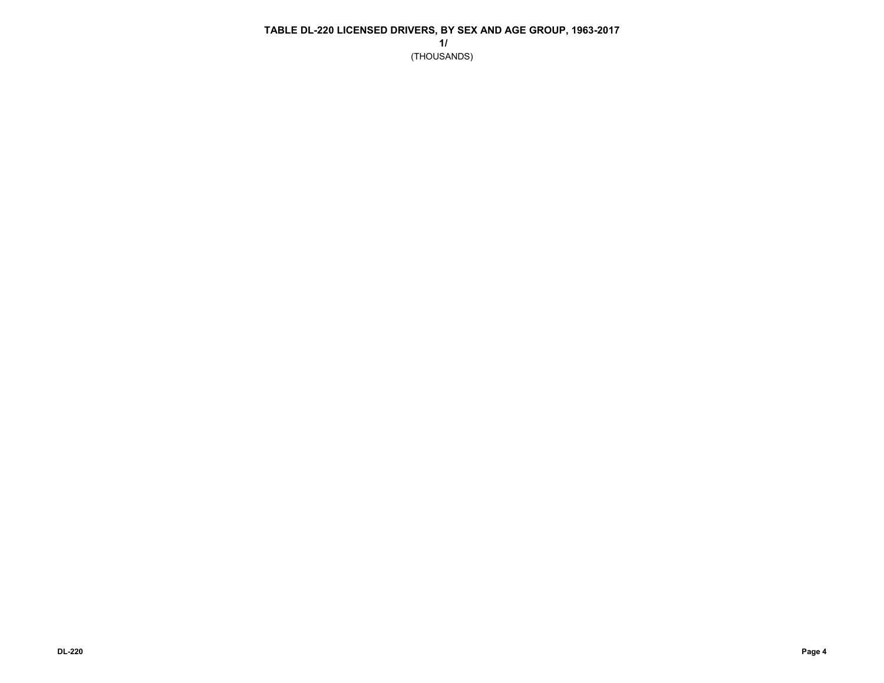**TABLE DL-220 LICENSED DRIVERS, BY SEX AND AGE GROUP, 1963-2017**

**1/**

(THOUSANDS)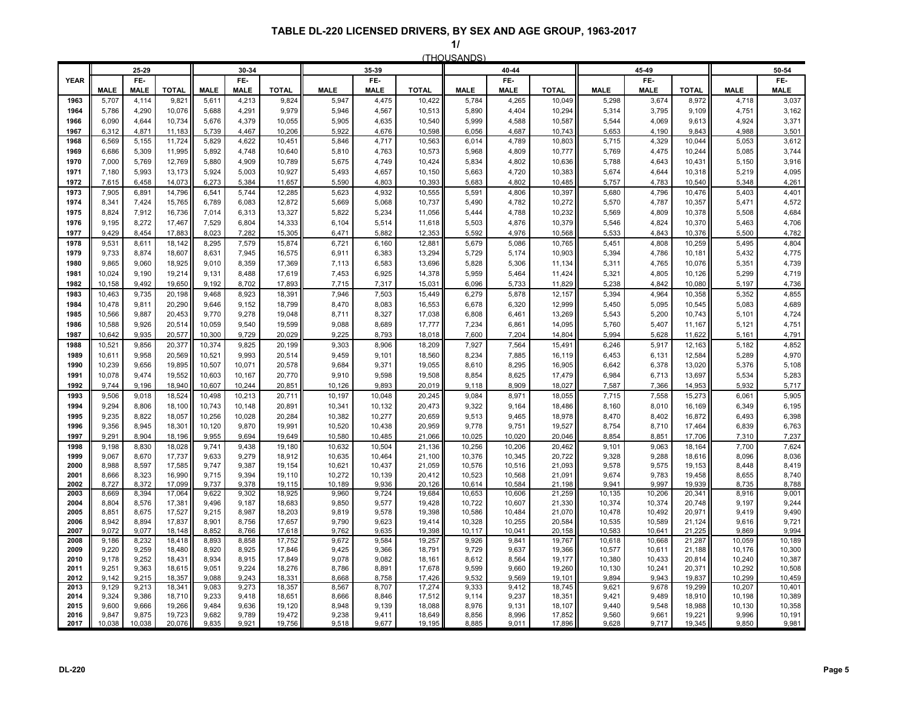# TABLE DL-220 LICENSED DRIVERS, BY SEX AND AGE GROUP, 1963-2017

1/

(THOUSANDS)

| YEAR | 25-29 | | | 30-34 | | | 35-39 | | | 40-44 | | | 45-49 | | | 50-54 | |
|---|---|---|---|---|---|---|---|---|---|---|---|---|---|---|---|---|---|
| | MALE | FE-MALE | TOTAL | MALE | FE-MALE | TOTAL | MALE | FE-MALE | TOTAL | MALE | FE-MALE | TOTAL | MALE | FE-MALE | TOTAL | MALE | FE-MALE |
| 1963 | 5,707 | 4,114 | 9,821 | 5,611 | 4,213 | 9,824 | 5,947 | 4,475 | 10,422 | 5,784 | 4,265 | 10,049 | 5,298 | 3,674 | 8,972 | 4,718 | 3,037 |
| 1964 | 5,786 | 4,290 | 10,076 | 5,688 | 4,291 | 9,979 | 5,946 | 4,567 | 10,513 | 5,890 | 4,404 | 10,294 | 5,314 | 3,795 | 9,109 | 4,751 | 3,162 |
| 1966 | 6,090 | 4,644 | 10,734 | 5,676 | 4,379 | 10,055 | 5,905 | 4,635 | 10,540 | 5,999 | 4,588 | 10,587 | 5,544 | 4,069 | 9,613 | 4,924 | 3,371 |
| 1967 | 6,312 | 4,871 | 11,183 | 5,739 | 4,467 | 10,206 | 5,922 | 4,676 | 10,598 | 6,056 | 4,687 | 10,743 | 5,653 | 4,190 | 9,843 | 4,988 | 3,501 |
| 1968 | 6,569 | 5,155 | 11,724 | 5,829 | 4,622 | 10,451 | 5,846 | 4,717 | 10,563 | 6,014 | 4,789 | 10,803 | 5,715 | 4,329 | 10,044 | 5,053 | 3,612 |
| 1969 | 6,686 | 5,309 | 11,995 | 5,892 | 4,748 | 10,640 | 5,810 | 4,763 | 10,573 | 5,968 | 4,809 | 10,777 | 5,769 | 4,475 | 10,244 | 5,085 | 3,744 |
| 1970 | 7,000 | 5,769 | 12,769 | 5,880 | 4,909 | 10,789 | 5,675 | 4,749 | 10,424 | 5,834 | 4,802 | 10,636 | 5,788 | 4,643 | 10,431 | 5,150 | 3,916 |
| 1971 | 7,180 | 5,993 | 13,173 | 5,924 | 5,003 | 10,927 | 5,493 | 4,657 | 10,150 | 5,663 | 4,720 | 10,383 | 5,674 | 4,644 | 10,318 | 5,219 | 4,095 |
| 1972 | 7,615 | 6,458 | 14,073 | 6,273 | 5,384 | 11,657 | 5,590 | 4,803 | 10,393 | 5,683 | 4,802 | 10,485 | 5,757 | 4,783 | 10,540 | 5,348 | 4,261 |
| 1973 | 7,905 | 6,891 | 14,796 | 6,541 | 5,744 | 12,285 | 5,623 | 4,932 | 10,555 | 5,591 | 4,806 | 10,397 | 5,680 | 4,796 | 10,476 | 5,403 | 4,401 |
| 1974 | 8,341 | 7,424 | 15,765 | 6,789 | 6,083 | 12,872 | 5,669 | 5,068 | 10,737 | 5,490 | 4,782 | 10,272 | 5,570 | 4,787 | 10,357 | 5,471 | 4,572 |
| 1975 | 8,824 | 7,912 | 16,736 | 7,014 | 6,313 | 13,327 | 5,822 | 5,234 | 11,056 | 5,444 | 4,788 | 10,232 | 5,569 | 4,809 | 10,378 | 5,508 | 4,684 |
| 1976 | 9,195 | 8,272 | 17,467 | 7,529 | 6,804 | 14,333 | 6,104 | 5,514 | 11,618 | 5,503 | 4,876 | 10,379 | 5,546 | 4,824 | 10,370 | 5,463 | 4,706 |
| 1977 | 9,429 | 8,454 | 17,883 | 8,023 | 7,282 | 15,305 | 6,471 | 5,882 | 12,353 | 5,592 | 4,976 | 10,568 | 5,533 | 4,843 | 10,376 | 5,500 | 4,782 |
| 1978 | 9,531 | 8,611 | 18,142 | 8,295 | 7,579 | 15,874 | 6,721 | 6,160 | 12,881 | 5,679 | 5,086 | 10,765 | 5,451 | 4,808 | 10,259 | 5,495 | 4,804 |
| 1979 | 9,733 | 8,874 | 18,607 | 8,631 | 7,945 | 16,575 | 6,911 | 6,383 | 13,294 | 5,729 | 5,174 | 10,903 | 5,394 | 4,786 | 10,181 | 5,432 | 4,775 |
| 1980 | 9,865 | 9,060 | 18,925 | 9,010 | 8,359 | 17,369 | 7,113 | 6,583 | 13,696 | 5,828 | 5,306 | 11,134 | 5,311 | 4,765 | 10,076 | 5,351 | 4,739 |
| 1981 | 10,024 | 9,190 | 19,214 | 9,131 | 8,488 | 17,619 | 7,453 | 6,925 | 14,378 | 5,959 | 5,464 | 11,424 | 5,321 | 4,805 | 10,126 | 5,299 | 4,719 |
| 1982 | 10,158 | 9,492 | 19,650 | 9,192 | 8,702 | 17,893 | 7,715 | 7,317 | 15,031 | 6,096 | 5,733 | 11,829 | 5,238 | 4,842 | 10,080 | 5,197 | 4,736 |
| 1983 | 10,463 | 9,735 | 20,198 | 9,468 | 8,923 | 18,391 | 7,946 | 7,503 | 15,449 | 6,279 | 5,878 | 12,157 | 5,394 | 4,964 | 10,358 | 5,352 | 4,855 |
| 1984 | 10,478 | 9,811 | 20,290 | 9,646 | 9,152 | 18,799 | 8,470 | 8,083 | 16,553 | 6,678 | 6,320 | 12,999 | 5,450 | 5,095 | 10,545 | 5,083 | 4,689 |
| 1985 | 10,566 | 9,887 | 20,453 | 9,770 | 9,278 | 19,048 | 8,711 | 8,327 | 17,038 | 6,808 | 6,461 | 13,269 | 5,543 | 5,200 | 10,743 | 5,101 | 4,724 |
| 1986 | 10,588 | 9,926 | 20,514 | 10,059 | 9,540 | 19,599 | 9,088 | 8,689 | 17,777 | 7,234 | 6,861 | 14,095 | 5,760 | 5,407 | 11,167 | 5,121 | 4,751 |
| 1987 | 10,642 | 9,935 | 20,577 | 10,300 | 9,729 | 20,029 | 9,225 | 8,793 | 18,018 | 7,600 | 7,204 | 14,804 | 5,994 | 5,628 | 11,622 | 5,161 | 4,791 |
| 1988 | 10,521 | 9,856 | 20,377 | 10,374 | 9,825 | 20,199 | 9,303 | 8,906 | 18,209 | 7,927 | 7,564 | 15,491 | 6,246 | 5,917 | 12,163 | 5,182 | 4,852 |
| 1989 | 10,611 | 9,958 | 20,569 | 10,521 | 9,993 | 20,514 | 9,459 | 9,101 | 18,560 | 8,234 | 7,885 | 16,119 | 6,453 | 6,131 | 12,584 | 5,289 | 4,970 |
| 1990 | 10,239 | 9,656 | 19,895 | 10,507 | 10,071 | 20,578 | 9,684 | 9,371 | 19,055 | 8,610 | 8,295 | 16,905 | 6,642 | 6,378 | 13,020 | 5,376 | 5,108 |
| 1991 | 10,078 | 9,474 | 19,552 | 10,603 | 10,167 | 20,770 | 9,910 | 9,598 | 19,508 | 8,854 | 8,625 | 17,479 | 6,984 | 6,713 | 13,697 | 5,534 | 5,283 |
| 1992 | 9,744 | 9,196 | 18,940 | 10,607 | 10,244 | 20,851 | 10,126 | 9,893 | 20,019 | 9,118 | 8,909 | 18,027 | 7,587 | 7,366 | 14,953 | 5,932 | 5,717 |
| 1993 | 9,506 | 9,018 | 18,524 | 10,498 | 10,213 | 20,711 | 10,197 | 10,048 | 20,245 | 9,084 | 8,971 | 18,055 | 7,715 | 7,558 | 15,273 | 6,061 | 5,905 |
| 1994 | 9,294 | 8,806 | 18,100 | 10,743 | 10,148 | 20,891 | 10,341 | 10,132 | 20,473 | 9,322 | 9,164 | 18,486 | 8,160 | 8,010 | 16,169 | 6,349 | 6,195 |
| 1995 | 9,235 | 8,822 | 18,057 | 10,256 | 10,028 | 20,284 | 10,382 | 10,277 | 20,659 | 9,513 | 9,465 | 18,978 | 8,470 | 8,402 | 16,872 | 6,493 | 6,398 |
| 1996 | 9,356 | 8,945 | 18,301 | 10,120 | 9,870 | 19,991 | 10,520 | 10,438 | 20,959 | 9,778 | 9,751 | 19,527 | 8,754 | 8,710 | 17,464 | 6,839 | 6,763 |
| 1997 | 9,291 | 8,904 | 18,196 | 9,955 | 9,694 | 19,649 | 10,580 | 10,485 | 21,066 | 10,025 | 10,020 | 20,046 | 8,854 | 8,851 | 17,706 | 7,310 | 7,237 |
| 1998 | 9,198 | 8,830 | 18,028 | 9,741 | 9,438 | 19,180 | 10,632 | 10,504 | 21,136 | 10,256 | 10,206 | 20,462 | 9,101 | 9,063 | 18,164 | 7,700 | 7,624 |
| 1999 | 9,067 | 8,670 | 17,737 | 9,633 | 9,279 | 18,912 | 10,635 | 10,464 | 21,100 | 10,376 | 10,345 | 20,722 | 9,328 | 9,288 | 18,616 | 8,096 | 8,036 |
| 2000 | 8,988 | 8,597 | 17,585 | 9,747 | 9,387 | 19,154 | 10,621 | 10,437 | 21,059 | 10,576 | 10,516 | 21,093 | 9,578 | 9,575 | 19,153 | 8,448 | 8,419 |
| 2001 | 8,666 | 8,323 | 16,990 | 9,715 | 9,394 | 19,110 | 10,272 | 10,139 | 20,412 | 10,523 | 10,568 | 21,091 | 9,674 | 9,783 | 19,458 | 8,655 | 8,740 |
| 2002 | 8,727 | 8,372 | 17,099 | 9,737 | 9,378 | 19,115 | 10,189 | 9,936 | 20,126 | 10,614 | 10,584 | 21,198 | 9,941 | 9,997 | 19,939 | 8,735 | 8,788 |
| 2003 | 8,669 | 8,394 | 17,064 | 9,622 | 9,302 | 18,925 | 9,960 | 9,724 | 19,684 | 10,653 | 10,606 | 21,259 | 10,135 | 10,206 | 20,341 | 8,916 | 9,001 |
| 2004 | 8,804 | 8,576 | 17,381 | 9,496 | 9,187 | 18,683 | 9,850 | 9,577 | 19,428 | 10,722 | 10,607 | 21,330 | 10,374 | 10,374 | 20,748 | 9,197 | 9,244 |
| 2005 | 8,851 | 8,675 | 17,527 | 9,215 | 8,987 | 18,203 | 9,819 | 9,578 | 19,398 | 10,586 | 10,484 | 21,070 | 10,478 | 10,492 | 20,971 | 9,419 | 9,490 |
| 2006 | 8,942 | 8,894 | 17,837 | 8,901 | 8,756 | 17,657 | 9,790 | 9,623 | 19,414 | 10,328 | 10,255 | 20,584 | 10,535 | 10,589 | 21,124 | 9,616 | 9,721 |
| 2007 | 9,072 | 9,077 | 18,148 | 8,852 | 8,766 | 17,618 | 9,762 | 9,635 | 19,398 | 10,117 | 10,041 | 20,158 | 10,583 | 10,641 | 21,225 | 9,869 | 9,994 |
| 2008 | 9,186 | 8,232 | 18,418 | 8,893 | 8,858 | 17,752 | 9,672 | 9,584 | 19,257 | 9,926 | 9,841 | 19,767 | 10,618 | 10,668 | 21,287 | 10,059 | 10,189 |
| 2009 | 9,220 | 9,259 | 18,480 | 8,920 | 8,925 | 17,846 | 9,425 | 9,366 | 18,791 | 9,729 | 9,637 | 19,366 | 10,577 | 10,611 | 21,188 | 10,176 | 10,300 |
| 2010 | 9,178 | 9,252 | 18,431 | 8,934 | 8,915 | 17,849 | 9,078 | 9,082 | 18,161 | 8,612 | 8,564 | 19,177 | 10,380 | 10,433 | 20,814 | 10,240 | 10,387 |
| 2011 | 9,251 | 9,363 | 18,615 | 9,051 | 9,224 | 18,276 | 8,786 | 8,891 | 17,678 | 9,599 | 9,660 | 19,260 | 10,130 | 10,241 | 20,371 | 10,292 | 10,508 |
| 2012 | 9,142 | 9,215 | 18,357 | 9,088 | 9,243 | 18,331 | 8,668 | 8,758 | 17,426 | 9,532 | 9,569 | 19,101 | 9,894 | 9,943 | 19,837 | 10,299 | 10,459 |
| 2013 | 9,129 | 9,213 | 18,341 | 9,083 | 9,273 | 18,357 | 8,567 | 8,707 | 17,274 | 9,333 | 9,412 | 18,745 | 9,621 | 9,678 | 19,299 | 10,207 | 10,401 |
| 2014 | 9,324 | 9,386 | 18,710 | 9,233 | 9,418 | 18,651 | 8,666 | 8,846 | 17,512 | 9,114 | 9,237 | 18,351 | 9,421 | 9,489 | 18,910 | 10,198 | 10,389 |
| 2015 | 9,600 | 9,666 | 19,266 | 9,484 | 9,636 | 19,120 | 8,948 | 9,139 | 18,088 | 8,976 | 9,131 | 18,107 | 9,440 | 9,548 | 18,988 | 10,130 | 10,358 |
| 2016 | 9,847 | 9,875 | 19,723 | 9,682 | 9,789 | 19,472 | 9,238 | 9,411 | 18,649 | 8,856 | 8,996 | 17,852 | 9,560 | 9,661 | 19,221 | 9,996 | 10,191 |
| 2017 | 10,038 | 10,038 | 20,076 | 9,835 | 9,921 | 19,756 | 9,518 | 9,677 | 19,195 | 8,885 | 9,011 | 17,896 | 9,628 | 9,717 | 19,345 | 9,850 | 9,981 |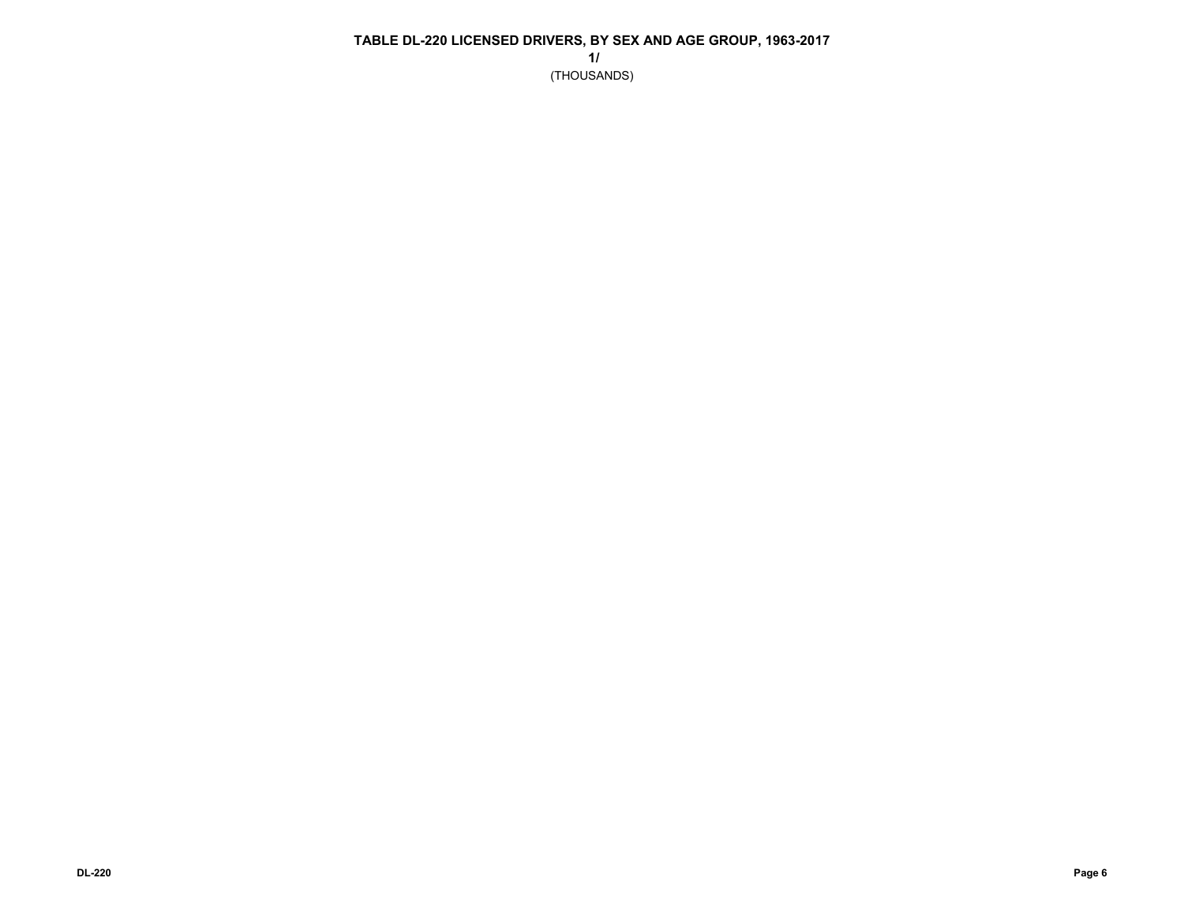**TABLE DL-220 LICENSED DRIVERS, BY SEX AND AGE GROUP, 1963-2017**
**1/**
(THOUSANDS)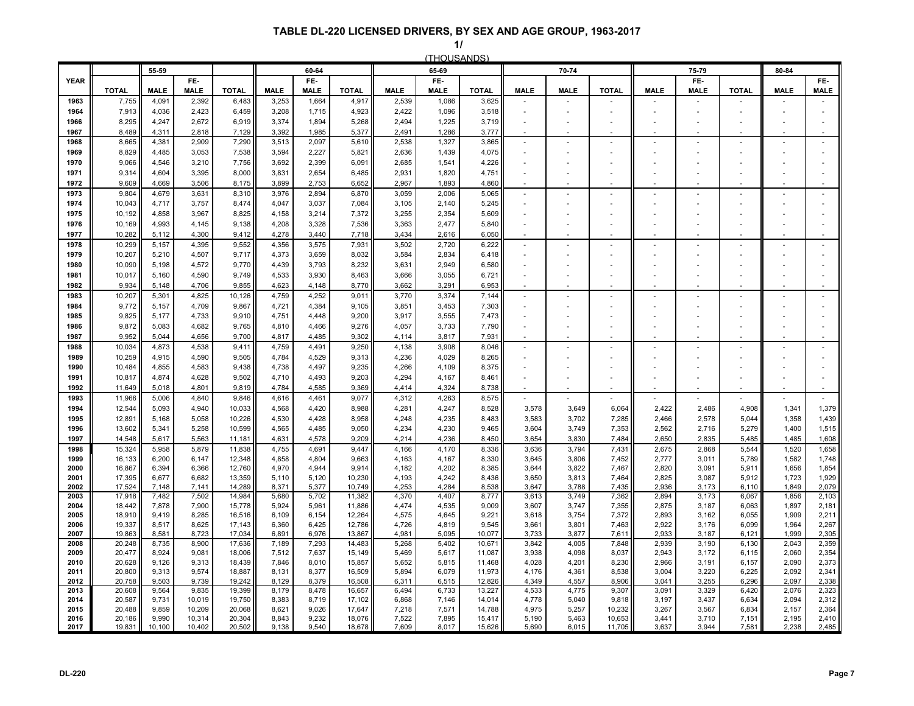# TABLE DL-220 LICENSED DRIVERS, BY SEX AND AGE GROUP, 1963-2017

1/

(THOUSANDS)

| YEAR | | 55-59 | | | 60-64 | | | 65-69 | | | 70-74 | | | 75-79 | | | 80-84 | |
|---|---|---|---|---|---|---|---|---|---|---|---|---|---|---|---|---|---|---|
| | TOTAL | MALE | FE-MALE | TOTAL | MALE | FE-MALE | TOTAL | MALE | FE-MALE | TOTAL | MALE | MALE | TOTAL | MALE | FE-MALE | TOTAL | MALE | FE-MALE |
| 1963 | 7,755 | 4,091 | 2,392 | 6,483 | 3,253 | 1,664 | 4,917 | 2,539 | 1,086 | 3,625 | - | - | - | - | - | - | - | - |
| 1964 | 7,913 | 4,036 | 2,423 | 6,459 | 3,208 | 1,715 | 4,923 | 2,422 | 1,096 | 3,518 | - | - | - | - | - | - | - | - |
| 1966 | 8,295 | 4,247 | 2,672 | 6,919 | 3,374 | 1,894 | 5,268 | 2,494 | 1,225 | 3,719 | - | - | - | - | - | - | - | - |
| 1967 | 8,489 | 4,311 | 2,818 | 7,129 | 3,392 | 1,985 | 5,377 | 2,491 | 1,286 | 3,777 | - | - | - | - | - | - | - | - |
| 1968 | 8,665 | 4,381 | 2,909 | 7,290 | 3,513 | 2,097 | 5,610 | 2,538 | 1,327 | 3,865 | - | - | - | - | - | - | - | - |
| 1969 | 8,829 | 4,485 | 3,053 | 7,538 | 3,594 | 2,227 | 5,821 | 2,636 | 1,439 | 4,075 | - | - | - | - | - | - | - | - |
| 1970 | 9,066 | 4,546 | 3,210 | 7,756 | 3,692 | 2,399 | 6,091 | 2,685 | 1,541 | 4,226 | - | - | - | - | - | - | - | - |
| 1971 | 9,314 | 4,604 | 3,395 | 8,000 | 3,831 | 2,654 | 6,485 | 2,931 | 1,820 | 4,751 | - | - | - | - | - | - | - | - |
| 1972 | 9,609 | 4,669 | 3,506 | 8,175 | 3,899 | 2,753 | 6,652 | 2,967 | 1,893 | 4,860 | - | - | - | - | - | - | - | - |
| 1973 | 9,804 | 4,679 | 3,631 | 8,310 | 3,976 | 2,894 | 6,870 | 3,059 | 2,006 | 5,065 | - | - | - | - | - | - | - | - |
| 1974 | 10,043 | 4,717 | 3,757 | 8,474 | 4,047 | 3,037 | 7,084 | 3,105 | 2,140 | 5,245 | - | - | - | - | - | - | - | - |
| 1975 | 10,192 | 4,858 | 3,967 | 8,825 | 4,158 | 3,214 | 7,372 | 3,255 | 2,354 | 5,609 | - | - | - | - | - | - | - | - |
| 1976 | 10,169 | 4,993 | 4,145 | 9,138 | 4,208 | 3,328 | 7,536 | 3,363 | 2,477 | 5,840 | - | - | - | - | - | - | - | - |
| 1977 | 10,282 | 5,112 | 4,300 | 9,412 | 4,278 | 3,440 | 7,718 | 3,434 | 2,616 | 6,050 | - | - | - | - | - | - | - | - |
| 1978 | 10,299 | 5,157 | 4,395 | 9,552 | 4,356 | 3,575 | 7,931 | 3,502 | 2,720 | 6,222 | - | - | - | - | - | - | - | - |
| 1979 | 10,207 | 5,210 | 4,507 | 9,717 | 4,373 | 3,659 | 8,032 | 3,584 | 2,834 | 6,418 | - | - | - | - | - | - | - | - |
| 1980 | 10,090 | 5,198 | 4,572 | 9,770 | 4,439 | 3,793 | 8,232 | 3,631 | 2,949 | 6,580 | - | - | - | - | - | - | - | - |
| 1981 | 10,017 | 5,160 | 4,590 | 9,749 | 4,533 | 3,930 | 8,463 | 3,666 | 3,055 | 6,721 | - | - | - | - | - | - | - | - |
| 1982 | 9,934 | 5,148 | 4,706 | 9,855 | 4,623 | 4,148 | 8,770 | 3,662 | 3,291 | 6,953 | - | - | - | - | - | - | - | - |
| 1983 | 10,207 | 5,301 | 4,825 | 10,126 | 4,759 | 4,252 | 9,011 | 3,770 | 3,374 | 7,144 | - | - | - | - | - | - | - | - |
| 1984 | 9,772 | 5,157 | 4,709 | 9,867 | 4,721 | 4,384 | 9,105 | 3,851 | 3,453 | 7,303 | - | - | - | - | - | - | - | - |
| 1985 | 9,825 | 5,177 | 4,733 | 9,910 | 4,751 | 4,448 | 9,200 | 3,917 | 3,555 | 7,473 | - | - | - | - | - | - | - | - |
| 1986 | 9,872 | 5,083 | 4,682 | 9,765 | 4,810 | 4,466 | 9,276 | 4,057 | 3,733 | 7,790 | - | - | - | - | - | - | - | - |
| 1987 | 9,952 | 5,044 | 4,656 | 9,700 | 4,817 | 4,485 | 9,302 | 4,114 | 3,817 | 7,931 | - | - | - | - | - | - | - | - |
| 1988 | 10,034 | 4,873 | 4,538 | 9,411 | 4,759 | 4,491 | 9,250 | 4,138 | 3,908 | 8,046 | - | - | - | - | - | - | - | - |
| 1989 | 10,259 | 4,915 | 4,590 | 9,505 | 4,784 | 4,529 | 9,313 | 4,236 | 4,029 | 8,265 | - | - | - | - | - | - | - | - |
| 1990 | 10,484 | 4,855 | 4,583 | 9,438 | 4,738 | 4,497 | 9,235 | 4,266 | 4,109 | 8,375 | - | - | - | - | - | - | - | - |
| 1991 | 10,817 | 4,874 | 4,628 | 9,502 | 4,710 | 4,493 | 9,203 | 4,294 | 4,167 | 8,461 | - | - | - | - | - | - | - | - |
| 1992 | 11,649 | 5,018 | 4,801 | 9,819 | 4,784 | 4,585 | 9,369 | 4,414 | 4,324 | 8,738 | - | - | - | - | - | - | - | - |
| 1993 | 11,966 | 5,006 | 4,840 | 9,846 | 4,616 | 4,461 | 9,077 | 4,312 | 4,263 | 8,575 | - | - | - | - | - | - | - | - |
| 1994 | 12,544 | 5,093 | 4,940 | 10,033 | 4,568 | 4,420 | 8,988 | 4,281 | 4,247 | 8,528 | 3,578 | 3,649 | 6,064 | 2,422 | 2,486 | 4,908 | 1,341 | 1,379 |
| 1995 | 12,891 | 5,168 | 5,058 | 10,226 | 4,530 | 4,428 | 8,958 | 4,248 | 4,235 | 8,483 | 3,583 | 3,702 | 7,285 | 2,466 | 2,578 | 5,044 | 1,358 | 1,439 |
| 1996 | 13,602 | 5,341 | 5,258 | 10,599 | 4,565 | 4,485 | 9,050 | 4,234 | 4,230 | 9,465 | 3,604 | 3,749 | 7,353 | 2,562 | 2,716 | 5,279 | 1,400 | 1,515 |
| 1997 | 14,548 | 5,617 | 5,563 | 11,181 | 4,631 | 4,578 | 9,209 | 4,214 | 4,236 | 8,450 | 3,654 | 3,830 | 7,484 | 2,650 | 2,835 | 5,485 | 1,485 | 1,608 |
| 1998 | 15,324 | 5,958 | 5,879 | 11,838 | 4,755 | 4,691 | 9,447 | 4,166 | 4,170 | 8,336 | 3,636 | 3,794 | 7,431 | 2,675 | 2,868 | 5,544 | 1,520 | 1,658 |
| 1999 | 16,133 | 6,200 | 6,147 | 12,348 | 4,858 | 4,804 | 9,663 | 4,163 | 4,167 | 8,330 | 3,645 | 3,806 | 7,452 | 2,777 | 3,011 | 5,789 | 1,582 | 1,748 |
| 2000 | 16,867 | 6,394 | 6,366 | 12,760 | 4,970 | 4,944 | 9,914 | 4,182 | 4,202 | 8,385 | 3,644 | 3,822 | 7,467 | 2,820 | 3,091 | 5,911 | 1,656 | 1,854 |
| 2001 | 17,395 | 6,677 | 6,682 | 13,359 | 5,110 | 5,120 | 10,230 | 4,193 | 4,242 | 8,436 | 3,650 | 3,813 | 7,464 | 2,825 | 3,087 | 5,912 | 1,723 | 1,929 |
| 2002 | 17,524 | 7,148 | 7,141 | 14,289 | 8,371 | 5,377 | 10,749 | 4,253 | 4,284 | 8,538 | 3,647 | 3,788 | 7,435 | 2,936 | 3,173 | 6,110 | 1,849 | 2,079 |
| 2003 | 17,918 | 7,482 | 7,502 | 14,984 | 5,680 | 5,702 | 11,382 | 4,370 | 4,407 | 8,777 | 3,613 | 3,749 | 7,362 | 2,894 | 3,173 | 6,067 | 1,856 | 2,103 |
| 2004 | 18,442 | 7,878 | 7,900 | 15,778 | 5,924 | 5,961 | 11,886 | 4,474 | 4,535 | 9,009 | 3,607 | 3,747 | 7,355 | 2,875 | 3,187 | 6,063 | 1,897 | 2,181 |
| 2005 | 18,910 | 9,419 | 8,285 | 16,516 | 6,109 | 6,154 | 12,264 | 4,575 | 4,645 | 9,221 | 3,618 | 3,754 | 7,372 | 2,893 | 3,162 | 6,055 | 1,909 | 2,211 |
| 2006 | 19,337 | 8,517 | 8,625 | 17,143 | 6,360 | 6,425 | 12,786 | 4,726 | 4,819 | 9,545 | 3,661 | 3,801 | 7,463 | 2,922 | 3,176 | 6,099 | 1,964 | 2,267 |
| 2007 | 19,863 | 8,581 | 8,723 | 17,034 | 6,891 | 6,976 | 13,867 | 4,981 | 5,095 | 10,077 | 3,733 | 3,877 | 7,611 | 2,933 | 3,187 | 6,121 | 1,999 | 2,305 |
| 2008 | 20,248 | 8,735 | 8,900 | 17,636 | 7,189 | 7,293 | 14,483 | 5,268 | 5,402 | 10,671 | 3,842 | 4,005 | 7,848 | 2,939 | 3,190 | 6,130 | 2,043 | 2,359 |
| 2009 | 20,477 | 8,924 | 9,081 | 18,006 | 7,512 | 7,637 | 15,149 | 5,469 | 5,617 | 11,087 | 3,938 | 4,098 | 8,037 | 2,943 | 3,172 | 6,115 | 2,060 | 2,354 |
| 2010 | 20,628 | 9,126 | 9,313 | 18,439 | 7,846 | 8,010 | 15,857 | 5,652 | 5,815 | 11,468 | 4,028 | 4,201 | 8,230 | 2,966 | 3,191 | 6,157 | 2,090 | 2,373 |
| 2011 | 20,800 | 9,313 | 9,574 | 18,887 | 8,131 | 8,377 | 16,509 | 5,894 | 6,079 | 11,973 | 4,176 | 4,361 | 8,538 | 3,004 | 3,220 | 6,225 | 2,092 | 2,341 |
| 2012 | 20,758 | 9,503 | 9,739 | 19,242 | 8,129 | 8,379 | 16,508 | 6,311 | 6,515 | 12,826 | 4,349 | 4,557 | 8,906 | 3,041 | 3,255 | 6,296 | 2,097 | 2,338 |
| 2013 | 20,608 | 9,564 | 9,835 | 19,399 | 8,179 | 8,478 | 16,657 | 6,494 | 6,733 | 13,227 | 4,533 | 4,775 | 9,307 | 3,091 | 3,329 | 6,420 | 2,076 | 2,323 |
| 2014 | 20,587 | 9,731 | 10,019 | 19,750 | 8,383 | 8,719 | 17,102 | 6,868 | 7,146 | 14,014 | 4,778 | 5,040 | 9,818 | 3,197 | 3,437 | 6,634 | 2,094 | 2,312 |
| 2015 | 20,488 | 9,859 | 10,209 | 20,068 | 8,621 | 9,026 | 17,647 | 7,218 | 7,571 | 14,788 | 4,975 | 5,257 | 10,232 | 3,267 | 3,567 | 6,834 | 2,157 | 2,364 |
| 2016 | 20,186 | 9,990 | 10,314 | 20,304 | 8,843 | 9,232 | 18,076 | 7,522 | 7,895 | 15,417 | 5,190 | 5,463 | 10,653 | 3,441 | 3,710 | 7,151 | 2,195 | 2,410 |
| 2017 | 19,831 | 10,100 | 10,402 | 20,502 | 9,138 | 9,540 | 18,678 | 7,609 | 8,017 | 15,626 | 5,690 | 6,015 | 11,705 | 3,637 | 3,944 | 7,581 | 2,238 | 2,485 |

DL-220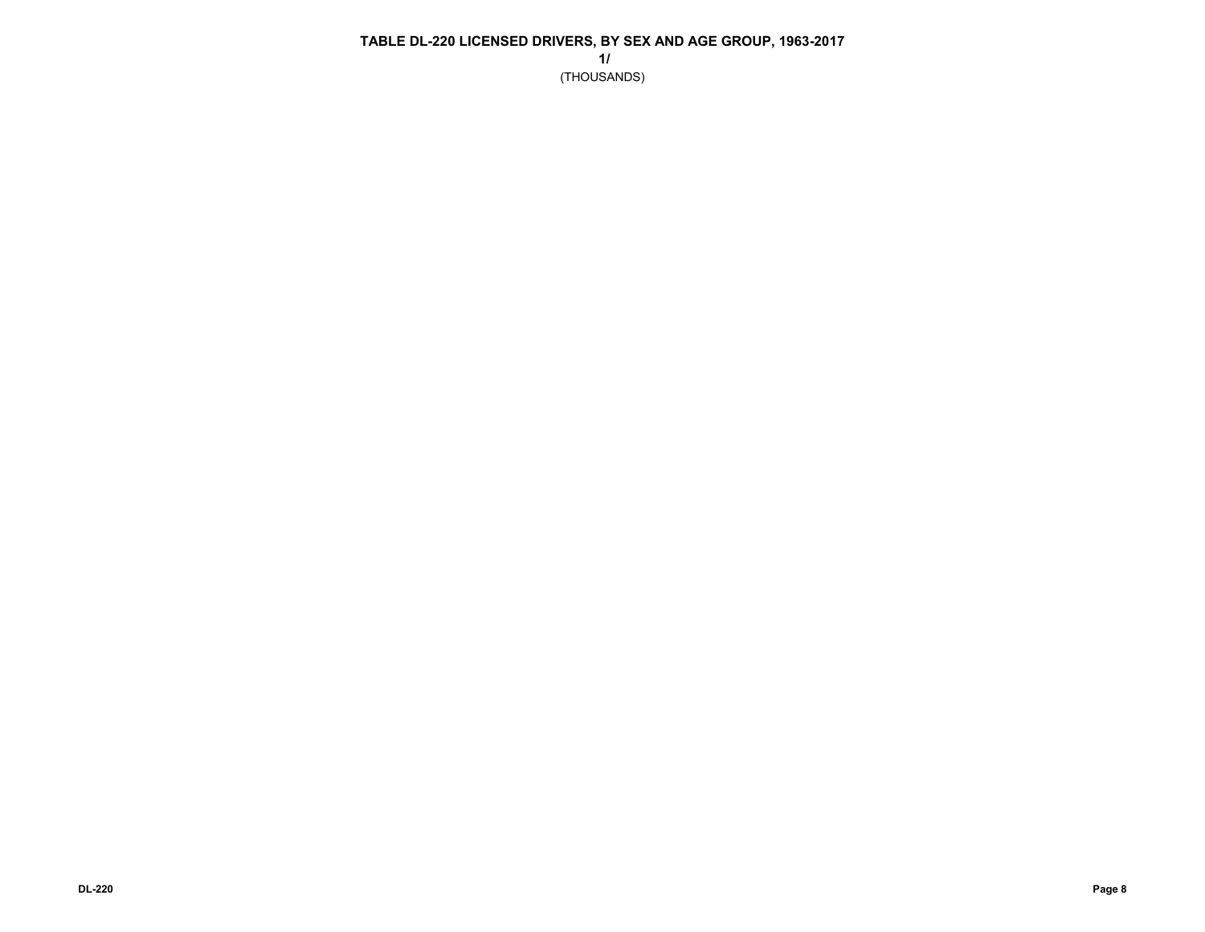**TABLE DL-220 LICENSED DRIVERS, BY SEX AND AGE GROUP, 1963-2017**

**1/**

(THOUSANDS)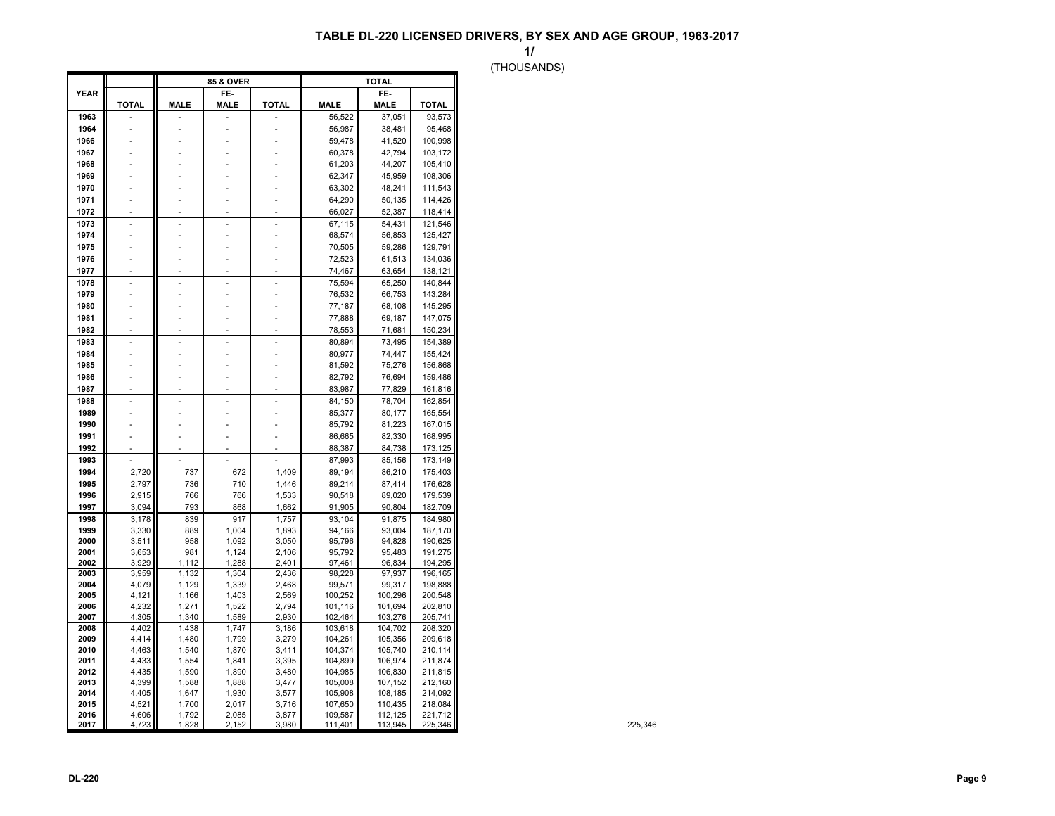# TABLE DL-220 LICENSED DRIVERS, BY SEX AND AGE GROUP, 1963-2017

1/

(THOUSANDS)

| YEAR | | 85 & OVER | | | TOTAL | | |
|---|---|---|---|---|---|---|---|
| | TOTAL | MALE | FE-MALE | TOTAL | MALE | FE-MALE | TOTAL |
| 1963 | - | - | - | - | 56,522 | 37,051 | 93,573 |
| 1964 | - | - | - | - | 56,987 | 38,481 | 95,468 |
| 1966 | - | - | - | - | 59,478 | 41,520 | 100,998 |
| 1967 | - | - | - | - | 60,378 | 42,794 | 103,172 |
| 1968 | - | - | - | - | 61,203 | 44,207 | 105,410 |
| 1969 | - | - | - | - | 62,347 | 45,959 | 108,306 |
| 1970 | - | - | - | - | 63,302 | 48,241 | 111,543 |
| 1971 | - | - | - | - | 64,290 | 50,135 | 114,426 |
| 1972 | - | - | - | - | 66,027 | 52,387 | 118,414 |
| 1973 | - | - | - | - | 67,115 | 54,431 | 121,546 |
| 1974 | - | - | - | - | 68,574 | 56,853 | 125,427 |
| 1975 | - | - | - | - | 70,505 | 59,286 | 129,791 |
| 1976 | - | - | - | - | 72,523 | 61,513 | 134,036 |
| 1977 | - | - | - | - | 74,467 | 63,654 | 138,121 |
| 1978 | - | - | - | - | 75,594 | 65,250 | 140,844 |
| 1979 | - | - | - | - | 76,532 | 66,753 | 143,284 |
| 1980 | - | - | - | - | 77,187 | 68,108 | 145,295 |
| 1981 | - | - | - | - | 77,888 | 69,187 | 147,075 |
| 1982 | - | - | - | - | 78,553 | 71,681 | 150,234 |
| 1983 | - | - | - | - | 80,894 | 73,495 | 154,389 |
| 1984 | - | - | - | - | 80,977 | 74,447 | 155,424 |
| 1985 | - | - | - | - | 81,592 | 75,276 | 156,868 |
| 1986 | - | - | - | - | 82,792 | 76,694 | 159,486 |
| 1987 | - | - | - | - | 83,987 | 77,829 | 161,816 |
| 1988 | - | - | - | - | 84,150 | 78,704 | 162,854 |
| 1989 | - | - | - | - | 85,377 | 80,177 | 165,554 |
| 1990 | - | - | - | - | 85,792 | 81,223 | 167,015 |
| 1991 | - | - | - | - | 86,665 | 82,330 | 168,995 |
| 1992 | - | - | - | - | 88,387 | 84,738 | 173,125 |
| 1993 | - | - | - | - | 87,993 | 85,156 | 173,149 |
| 1994 | 2,720 | 737 | 672 | 1,409 | 89,194 | 86,210 | 175,403 |
| 1995 | 2,797 | 736 | 710 | 1,446 | 89,214 | 87,414 | 176,628 |
| 1996 | 2,915 | 766 | 766 | 1,533 | 90,518 | 89,020 | 179,539 |
| 1997 | 3,094 | 793 | 868 | 1,662 | 91,905 | 90,804 | 182,709 |
| 1998 | 3,178 | 839 | 917 | 1,757 | 93,104 | 91,875 | 184,980 |
| 1999 | 3,330 | 889 | 1,004 | 1,893 | 94,166 | 93,004 | 187,170 |
| 2000 | 3,511 | 958 | 1,092 | 3,050 | 95,796 | 94,828 | 190,625 |
| 2001 | 3,653 | 981 | 1,124 | 2,106 | 95,792 | 95,483 | 191,275 |
| 2002 | 3,929 | 1,112 | 1,288 | 2,401 | 97,461 | 96,834 | 194,295 |
| 2003 | 3,959 | 1,132 | 1,304 | 2,436 | 98,228 | 97,937 | 196,165 |
| 2004 | 4,079 | 1,129 | 1,339 | 2,468 | 99,571 | 99,317 | 198,888 |
| 2005 | 4,121 | 1,166 | 1,403 | 2,569 | 100,252 | 100,296 | 200,548 |
| 2006 | 4,232 | 1,271 | 1,522 | 2,794 | 101,116 | 101,694 | 202,810 |
| 2007 | 4,305 | 1,340 | 1,589 | 2,930 | 102,464 | 103,276 | 205,741 |
| 2008 | 4,402 | 1,438 | 1,747 | 3,186 | 103,618 | 104,702 | 208,320 |
| 2009 | 4,414 | 1,480 | 1,799 | 3,279 | 104,261 | 105,356 | 209,618 |
| 2010 | 4,463 | 1,540 | 1,870 | 3,411 | 104,374 | 105,740 | 210,114 |
| 2011 | 4,433 | 1,554 | 1,841 | 3,395 | 104,899 | 106,974 | 211,874 |
| 2012 | 4,435 | 1,590 | 1,890 | 3,480 | 104,985 | 106,830 | 211,815 |
| 2013 | 4,399 | 1,588 | 1,888 | 3,477 | 105,008 | 107,152 | 212,160 |
| 2014 | 4,405 | 1,647 | 1,930 | 3,577 | 105,908 | 108,185 | 214,092 |
| 2015 | 4,521 | 1,700 | 2,017 | 3,716 | 107,650 | 110,435 | 218,084 |
| 2016 | 4,606 | 1,792 | 2,085 | 3,877 | 109,587 | 112,125 | 221,712 |
| 2017 | 4,723 | 1,828 | 2,152 | 3,980 | 111,401 | 113,945 | 225,346 |

225,346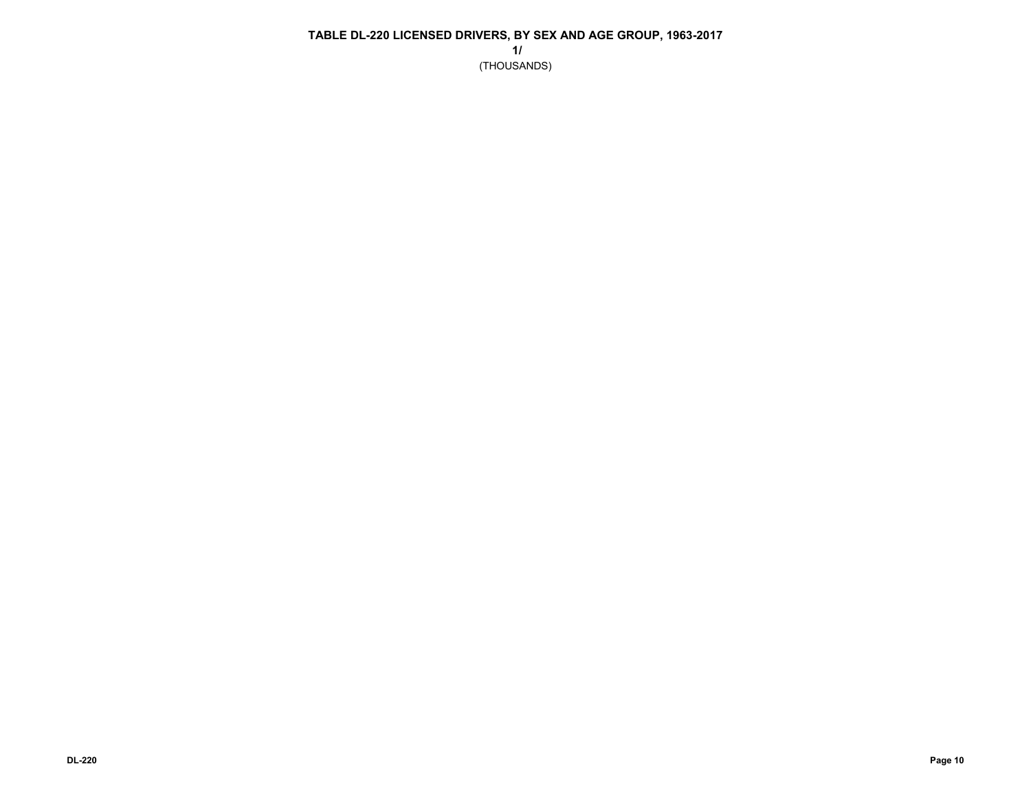**TABLE DL-220 LICENSED DRIVERS, BY SEX AND AGE GROUP, 1963-2017**

**1/**

(THOUSANDS)